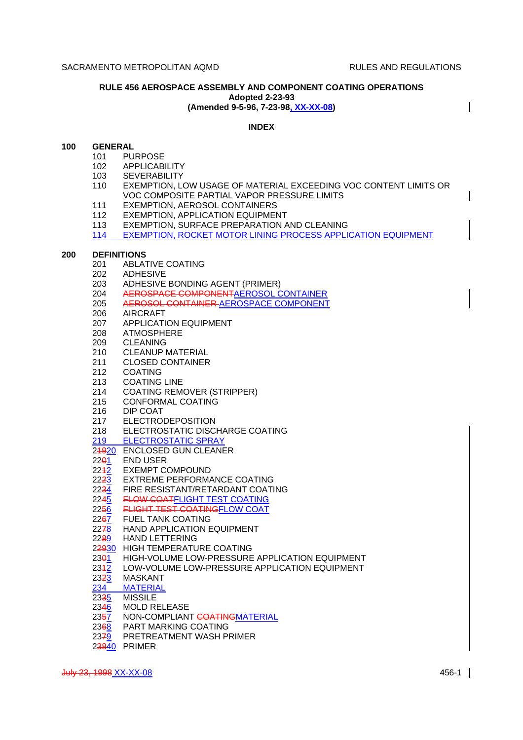# RULE 456 AEROSPACE ASSEMBLY AND COMPONENT COATING OPERATIONS

**Adopted 2-23-93**

**(Amended 9-5-96, 7-23-98, XX-XX-08)**

## INDEX

**100 GENERAL**

- 101 PURPOSE
- 102 APPLICABILITY
- 103 SEVERABILITY
- 110 EXEMPTION, LOW USAGE OF MATERIAL EXCEEDING VOC CONTENT LIMITS OR VOC COMPOSITE PARTIAL VAPOR PRESSURE LIMITS
- 111 EXEMPTION, AEROSOL CONTAINERS
- 112 EXEMPTION, APPLICATION EQUIPMENT
- 113 EXEMPTION, SURFACE PREPARATION AND CLEANING
- 114 EXEMPTION, ROCKET MOTOR LINING PROCESS APPLICATION EQUIPMENT

**200 DEFINITIONS**

- 201 ABLATIVE COATING
- 202 ADHESIVE
- 203 ADHESIVE BONDING AGENT (PRIMER)
- 204 ~~AEROSPACE COMPONENT~~AEROSOL CONTAINER
- 205 ~~AEROSOL CONTAINER~~ AEROSPACE COMPONENT
- 206 AIRCRAFT
- 207 APPLICATION EQUIPMENT
- 208 ATMOSPHERE
- 209 CLEANING
- 210 CLEANUP MATERIAL
- 211 CLOSED CONTAINER
- 212 COATING
- 213 COATING LINE
- 214 COATING REMOVER (STRIPPER)
- 215 CONFORMAL COATING
- 216 DIP COAT
- 217 ELECTRODEPOSITION
- 218 ELECTROSTATIC DISCHARGE COATING
- 219 ELECTROSTATIC SPRAY
- 2~~19~~20 ENCLOSED GUN CLEANER
- 22~~0~~1 END USER
- 22~~1~~2 EXEMPT COMPOUND
- 22~~2~~3 EXTREME PERFORMANCE COATING
- 22~~3~~4 FIRE RESISTANT/RETARDANT COATING
- 22~~4~~5 ~~FLOW COAT~~FLIGHT TEST COATING
- 22~~5~~6 ~~FLIGHT TEST COATING~~FLOW COAT
- 22~~6~~7 FUEL TANK COATING
- 22~~7~~8 HAND APPLICATION EQUIPMENT
- 22~~8~~9 HAND LETTERING
- 2~~29~~30 HIGH TEMPERATURE COATING
- 23~~0~~1 HIGH-VOLUME LOW-PRESSURE APPLICATION EQUIPMENT
- 23~~1~~2 LOW-VOLUME LOW-PRESSURE APPLICATION EQUIPMENT
- 23~~2~~3 MASKANT
- 234 MATERIAL
- 23~~3~~5 MISSILE
- 23~~4~~6 MOLD RELEASE
- 23~~5~~7 NON-COMPLIANT ~~COATING~~MATERIAL
- 23~~6~~8 PART MARKING COATING
- 23~~7~~9 PRETREATMENT WASH PRIMER
- 2~~38~~40 PRIMER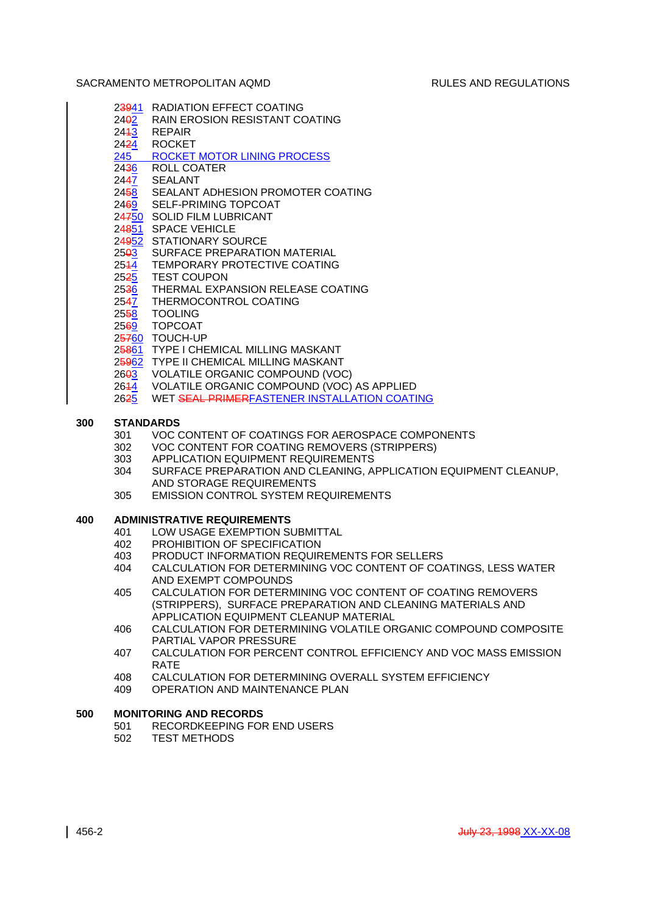2~~39~~41 RADIATION EFFECT COATING
24~~0~~2 RAIN EROSION RESISTANT COATING
24~~1~~3 REPAIR
24~~2~~4 ROCKET
245 ROCKET MOTOR LINING PROCESS
24~~3~~6 ROLL COATER
24~~4~~7 SEALANT
24~~5~~8 SEALANT ADHESION PROMOTER COATING
24~~6~~9 SELF-PRIMING TOPCOAT
2~~47~~50 SOLID FILM LUBRICANT
2~~48~~51 SPACE VEHICLE
2~~49~~52 STATIONARY SOURCE
25~~0~~3 SURFACE PREPARATION MATERIAL
25~~1~~4 TEMPORARY PROTECTIVE COATING
25~~2~~5 TEST COUPON
25~~3~~6 THERMAL EXPANSION RELEASE COATING
25~~4~~7 THERMOCONTROL COATING
25~~5~~8 TOOLING
25~~6~~9 TOPCOAT
2~~57~~60 TOUCH-UP
2~~58~~61 TYPE I CHEMICAL MILLING MASKANT
2~~59~~62 TYPE II CHEMICAL MILLING MASKANT
26~~0~~3 VOLATILE ORGANIC COMPOUND (VOC)
26~~1~~4 VOLATILE ORGANIC COMPOUND (VOC) AS APPLIED
26~~2~~5 WET ~~SEAL PRIMER~~FASTENER INSTALLATION COATING

**300 STANDARDS**

301 VOC CONTENT OF COATINGS FOR AEROSPACE COMPONENTS
302 VOC CONTENT FOR COATING REMOVERS (STRIPPERS)
303 APPLICATION EQUIPMENT REQUIREMENTS
304 SURFACE PREPARATION AND CLEANING, APPLICATION EQUIPMENT CLEANUP, AND STORAGE REQUIREMENTS
305 EMISSION CONTROL SYSTEM REQUIREMENTS

**400 ADMINISTRATIVE REQUIREMENTS**

401 LOW USAGE EXEMPTION SUBMITTAL
402 PROHIBITION OF SPECIFICATION
403 PRODUCT INFORMATION REQUIREMENTS FOR SELLERS
404 CALCULATION FOR DETERMINING VOC CONTENT OF COATINGS, LESS WATER AND EXEMPT COMPOUNDS
405 CALCULATION FOR DETERMINING VOC CONTENT OF COATING REMOVERS (STRIPPERS), SURFACE PREPARATION AND CLEANING MATERIALS AND APPLICATION EQUIPMENT CLEANUP MATERIAL
406 CALCULATION FOR DETERMINING VOLATILE ORGANIC COMPOUND COMPOSITE PARTIAL VAPOR PRESSURE
407 CALCULATION FOR PERCENT CONTROL EFFICIENCY AND VOC MASS EMISSION RATE
408 CALCULATION FOR DETERMINING OVERALL SYSTEM EFFICIENCY
409 OPERATION AND MAINTENANCE PLAN

**500 MONITORING AND RECORDS**

501 RECORDKEEPING FOR END USERS
502 TEST METHODS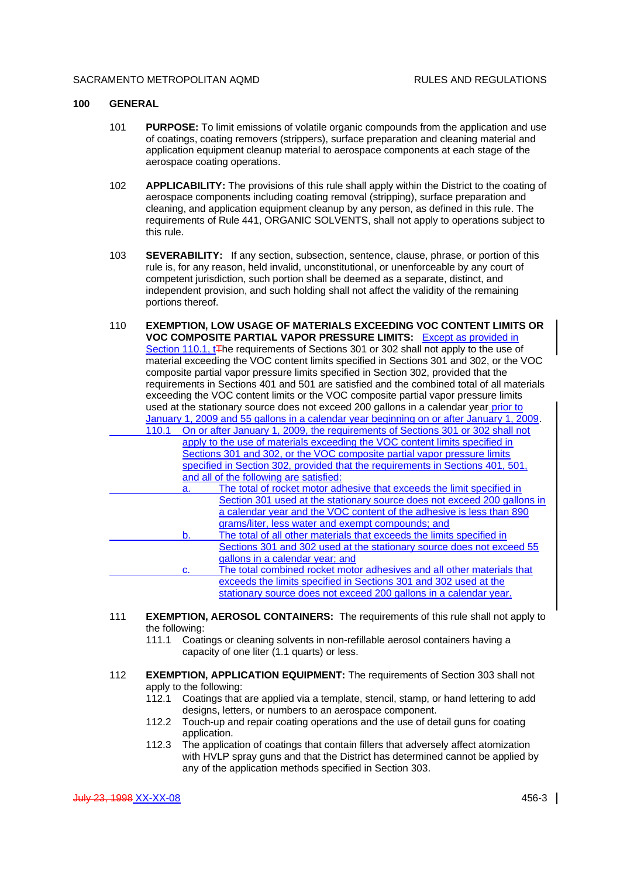## 100 GENERAL

101 **PURPOSE:** To limit emissions of volatile organic compounds from the application and use of coatings, coating removers (strippers), surface preparation and cleaning material and application equipment cleanup material to aerospace components at each stage of the aerospace coating operations.

102 **APPLICABILITY:** The provisions of this rule shall apply within the District to the coating of aerospace components including coating removal (stripping), surface preparation and cleaning, and application equipment cleanup by any person, as defined in this rule. The requirements of Rule 441, ORGANIC SOLVENTS, shall not apply to operations subject to this rule.

103 **SEVERABILITY:** If any section, subsection, sentence, clause, phrase, or portion of this rule is, for any reason, held invalid, unconstitutional, or unenforceable by any court of competent jurisdiction, such portion shall be deemed as a separate, distinct, and independent provision, and such holding shall not affect the validity of the remaining portions thereof.

110 **EXEMPTION, LOW USAGE OF MATERIALS EXCEEDING VOC CONTENT LIMITS OR VOC COMPOSITE PARTIAL VAPOR PRESSURE LIMITS:** Except as provided in Section 110.1, t~~T~~he requirements of Sections 301 or 302 shall not apply to the use of material exceeding the VOC content limits specified in Sections 301 and 302, or the VOC composite partial vapor pressure limits specified in Section 302, provided that the requirements in Sections 401 and 501 are satisfied and the combined total of all materials exceeding the VOC content limits or the VOC composite partial vapor pressure limits used at the stationary source does not exceed 200 gallons in a calendar year prior to January 1, 2009 and 55 gallons in a calendar year beginning on or after January 1, 2009.

110.1 On or after January 1, 2009, the requirements of Sections 301 or 302 shall not apply to the use of materials exceeding the VOC content limits specified in Sections 301 and 302, or the VOC composite partial vapor pressure limits specified in Section 302, provided that the requirements in Sections 401, 501, and all of the following are satisfied:

a. The total of rocket motor adhesive that exceeds the limit specified in Section 301 used at the stationary source does not exceed 200 gallons in a calendar year and the VOC content of the adhesive is less than 890 grams/liter, less water and exempt compounds; and

b. The total of all other materials that exceeds the limits specified in Sections 301 and 302 used at the stationary source does not exceed 55 gallons in a calendar year; and

c. The total combined rocket motor adhesives and all other materials that exceeds the limits specified in Sections 301 and 302 used at the stationary source does not exceed 200 gallons in a calendar year.

111 **EXEMPTION, AEROSOL CONTAINERS:** The requirements of this rule shall not apply to the following:

111.1 Coatings or cleaning solvents in non-refillable aerosol containers having a capacity of one liter (1.1 quarts) or less.

112 **EXEMPTION, APPLICATION EQUIPMENT:** The requirements of Section 303 shall not apply to the following:

112.1 Coatings that are applied via a template, stencil, stamp, or hand lettering to add designs, letters, or numbers to an aerospace component.

112.2 Touch-up and repair coating operations and the use of detail guns for coating application.

112.3 The application of coatings that contain fillers that adversely affect atomization with HVLP spray guns and that the District has determined cannot be applied by any of the application methods specified in Section 303.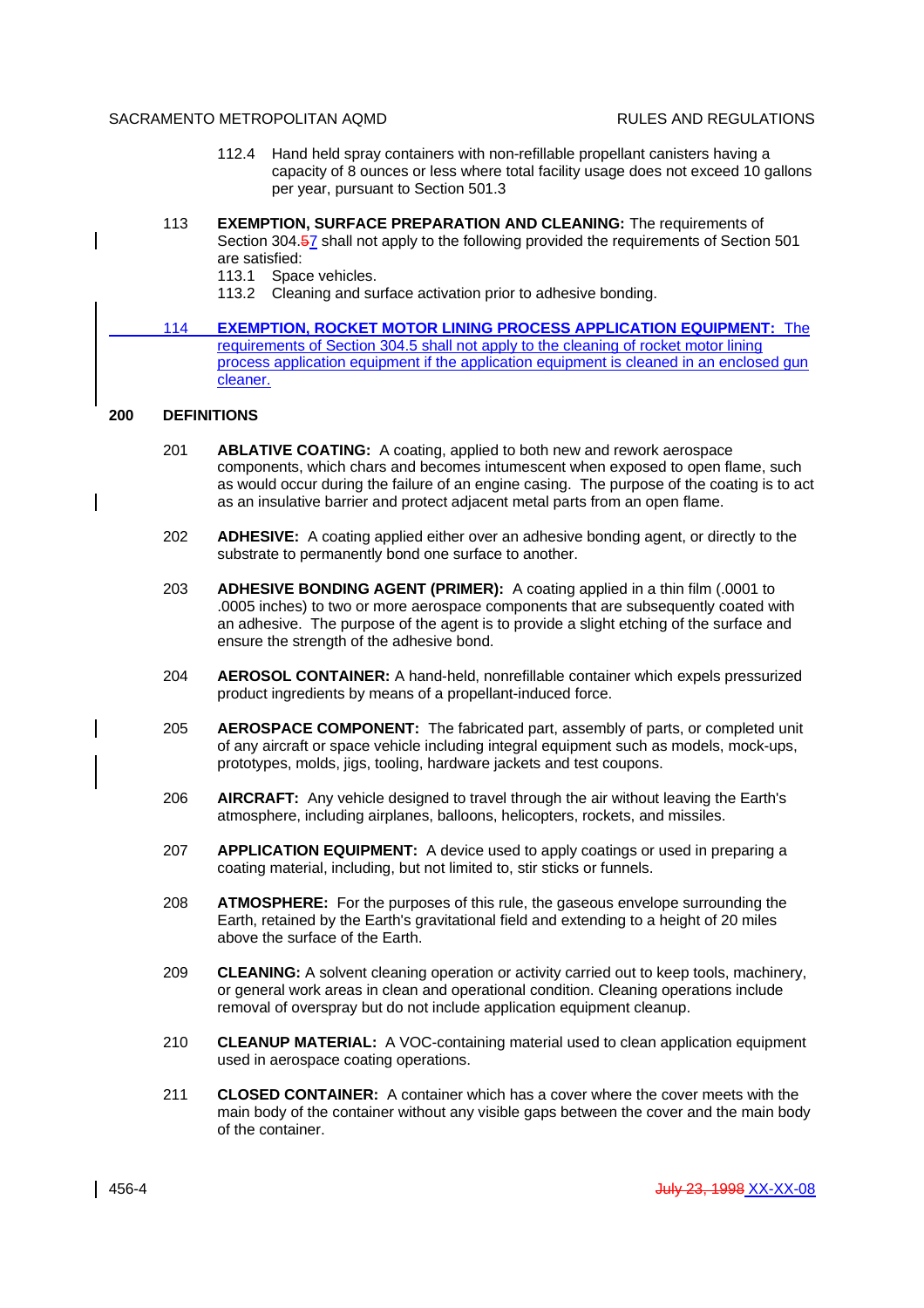112.4 Hand held spray containers with non-refillable propellant canisters having a capacity of 8 ounces or less where total facility usage does not exceed 10 gallons per year, pursuant to Section 501.3

113 **EXEMPTION, SURFACE PREPARATION AND CLEANING:** The requirements of Section 304.~~5~~7 shall not apply to the following provided the requirements of Section 501 are satisfied:

113.1 Space vehicles.

113.2 Cleaning and surface activation prior to adhesive bonding.

114 **EXEMPTION, ROCKET MOTOR LINING PROCESS APPLICATION EQUIPMENT:** The requirements of Section 304.5 shall not apply to the cleaning of rocket motor lining process application equipment if the application equipment is cleaned in an enclosed gun cleaner.

## 200 DEFINITIONS

201 **ABLATIVE COATING:** A coating, applied to both new and rework aerospace components, which chars and becomes intumescent when exposed to open flame, such as would occur during the failure of an engine casing. The purpose of the coating is to act as an insulative barrier and protect adjacent metal parts from an open flame.

202 **ADHESIVE:** A coating applied either over an adhesive bonding agent, or directly to the substrate to permanently bond one surface to another.

203 **ADHESIVE BONDING AGENT (PRIMER):** A coating applied in a thin film (.0001 to .0005 inches) to two or more aerospace components that are subsequently coated with an adhesive. The purpose of the agent is to provide a slight etching of the surface and ensure the strength of the adhesive bond.

204 **AEROSOL CONTAINER:** A hand-held, nonrefillable container which expels pressurized product ingredients by means of a propellant-induced force.

205 **AEROSPACE COMPONENT:** The fabricated part, assembly of parts, or completed unit of any aircraft or space vehicle including integral equipment such as models, mock-ups, prototypes, molds, jigs, tooling, hardware jackets and test coupons.

206 **AIRCRAFT:** Any vehicle designed to travel through the air without leaving the Earth's atmosphere, including airplanes, balloons, helicopters, rockets, and missiles.

207 **APPLICATION EQUIPMENT:** A device used to apply coatings or used in preparing a coating material, including, but not limited to, stir sticks or funnels.

208 **ATMOSPHERE:** For the purposes of this rule, the gaseous envelope surrounding the Earth, retained by the Earth's gravitational field and extending to a height of 20 miles above the surface of the Earth.

209 **CLEANING:** A solvent cleaning operation or activity carried out to keep tools, machinery, or general work areas in clean and operational condition. Cleaning operations include removal of overspray but do not include application equipment cleanup.

210 **CLEANUP MATERIAL:** A VOC-containing material used to clean application equipment used in aerospace coating operations.

211 **CLOSED CONTAINER:** A container which has a cover where the cover meets with the main body of the container without any visible gaps between the cover and the main body of the container.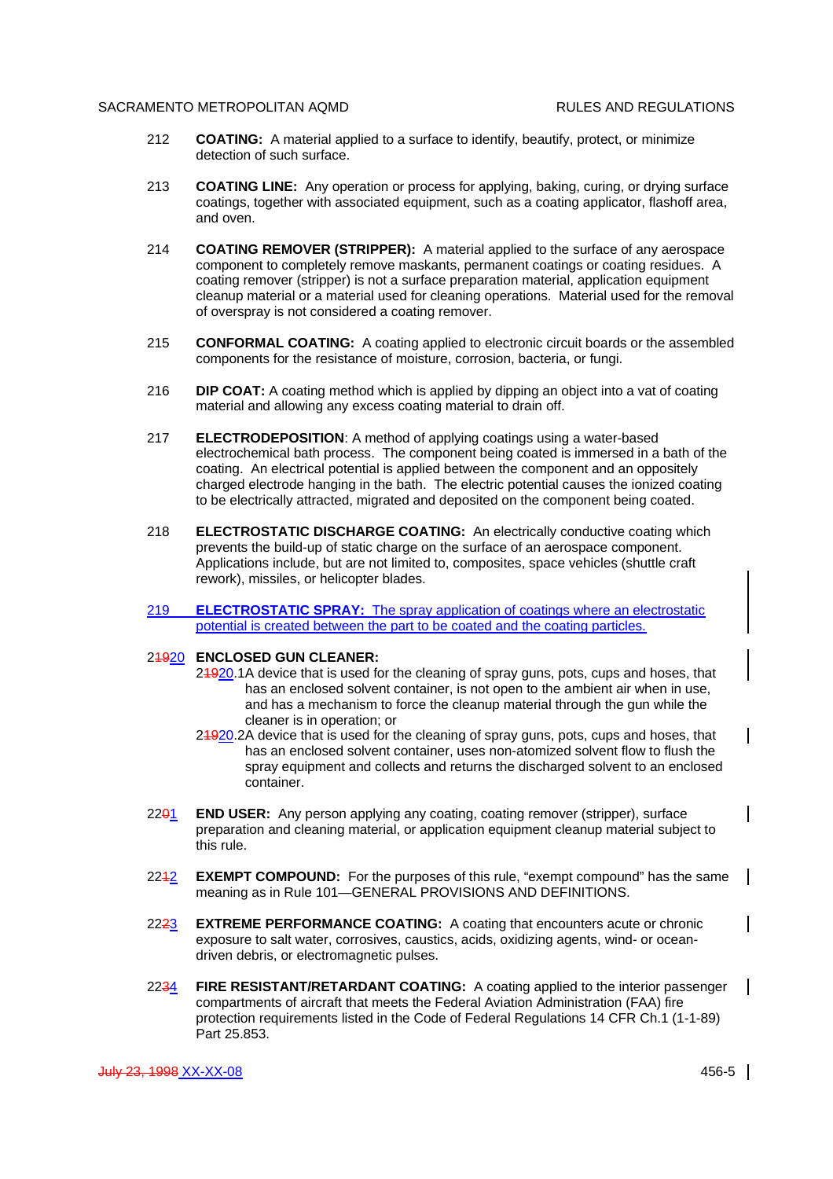212 **COATING:** A material applied to a surface to identify, beautify, protect, or minimize detection of such surface.

213 **COATING LINE:** Any operation or process for applying, baking, curing, or drying surface coatings, together with associated equipment, such as a coating applicator, flashoff area, and oven.

214 **COATING REMOVER (STRIPPER):** A material applied to the surface of any aerospace component to completely remove maskants, permanent coatings or coating residues. A coating remover (stripper) is not a surface preparation material, application equipment cleanup material or a material used for cleaning operations. Material used for the removal of overspray is not considered a coating remover.

215 **CONFORMAL COATING:** A coating applied to electronic circuit boards or the assembled components for the resistance of moisture, corrosion, bacteria, or fungi.

216 **DIP COAT:** A coating method which is applied by dipping an object into a vat of coating material and allowing any excess coating material to drain off.

217 **ELECTRODEPOSITION**: A method of applying coatings using a water-based electrochemical bath process. The component being coated is immersed in a bath of the coating. An electrical potential is applied between the component and an oppositely charged electrode hanging in the bath. The electric potential causes the ionized coating to be electrically attracted, migrated and deposited on the component being coated.

218 **ELECTROSTATIC DISCHARGE COATING:** An electrically conductive coating which prevents the build-up of static charge on the surface of an aerospace component. Applications include, but are not limited to, composites, space vehicles (shuttle craft rework), missiles, or helicopter blades.

219 **ELECTROSTATIC SPRAY:** The spray application of coatings where an electrostatic potential is created between the part to be coated and the coating particles.

2~~19~~20 **ENCLOSED GUN CLEANER:**

2~~19~~20.1 A device that is used for the cleaning of spray guns, pots, cups and hoses, that has an enclosed solvent container, is not open to the ambient air when in use, and has a mechanism to force the cleanup material through the gun while the cleaner is in operation; or

2~~19~~20.2 A device that is used for the cleaning of spray guns, pots, cups and hoses, that has an enclosed solvent container, uses non-atomized solvent flow to flush the spray equipment and collects and returns the discharged solvent to an enclosed container.

22~~0~~1 **END USER:** Any person applying any coating, coating remover (stripper), surface preparation and cleaning material, or application equipment cleanup material subject to this rule.

22~~1~~2 **EXEMPT COMPOUND:** For the purposes of this rule, "exempt compound" has the same meaning as in Rule 101—GENERAL PROVISIONS AND DEFINITIONS.

22~~2~~3 **EXTREME PERFORMANCE COATING:** A coating that encounters acute or chronic exposure to salt water, corrosives, caustics, acids, oxidizing agents, wind- or ocean-driven debris, or electromagnetic pulses.

22~~3~~4 **FIRE RESISTANT/RETARDANT COATING:** A coating applied to the interior passenger compartments of aircraft that meets the Federal Aviation Administration (FAA) fire protection requirements listed in the Code of Federal Regulations 14 CFR Ch.1 (1-1-89) Part 25.853.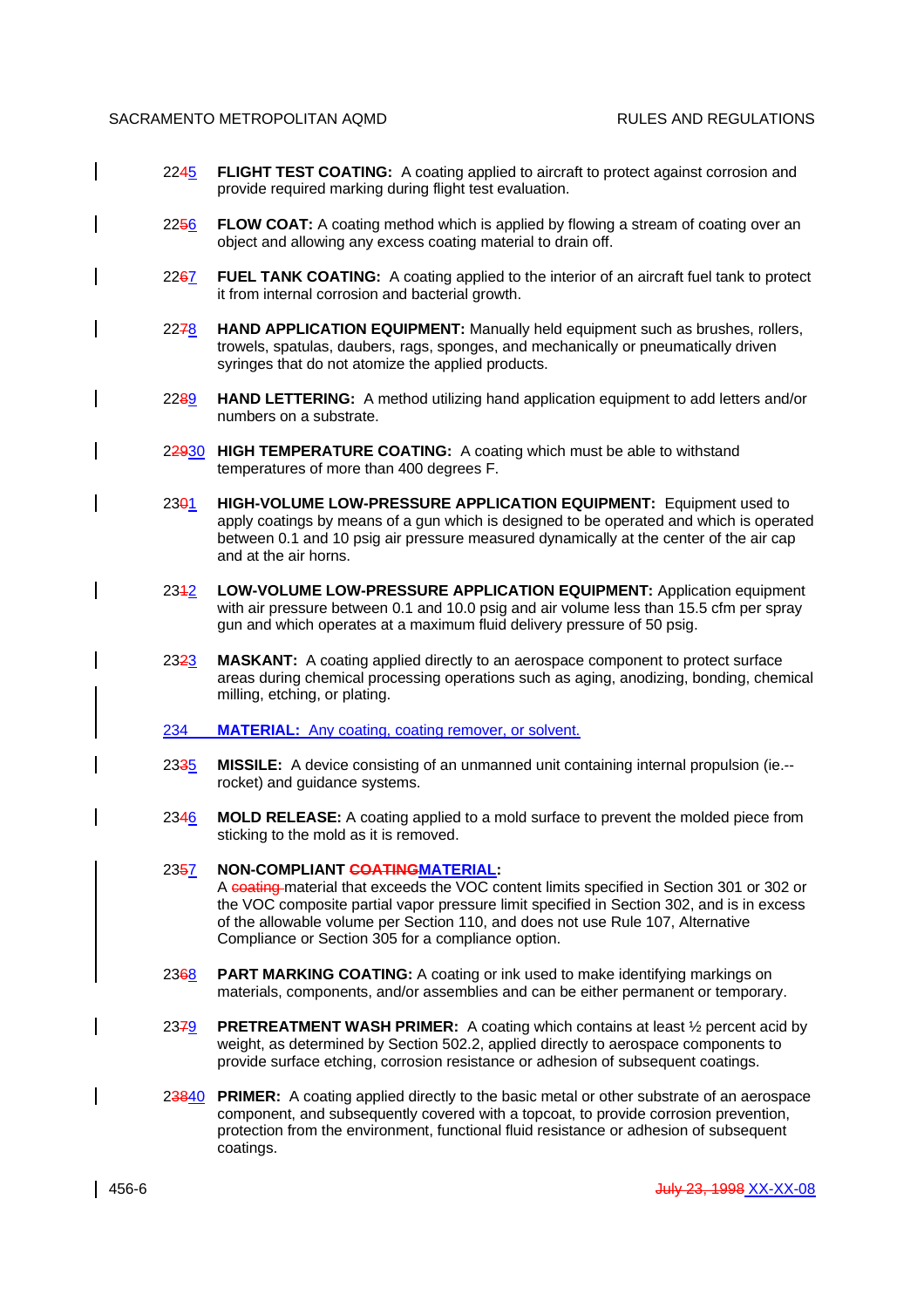22~~4~~5 **FLIGHT TEST COATING:** A coating applied to aircraft to protect against corrosion and provide required marking during flight test evaluation.

22~~5~~6 **FLOW COAT:** A coating method which is applied by flowing a stream of coating over an object and allowing any excess coating material to drain off.

22~~6~~7 **FUEL TANK COATING:** A coating applied to the interior of an aircraft fuel tank to protect it from internal corrosion and bacterial growth.

22~~7~~8 **HAND APPLICATION EQUIPMENT:** Manually held equipment such as brushes, rollers, trowels, spatulas, daubers, rags, sponges, and mechanically or pneumatically driven syringes that do not atomize the applied products.

22~~8~~9 **HAND LETTERING:** A method utilizing hand application equipment to add letters and/or numbers on a substrate.

2~~29~~30 **HIGH TEMPERATURE COATING:** A coating which must be able to withstand temperatures of more than 400 degrees F.

23~~0~~1 **HIGH-VOLUME LOW-PRESSURE APPLICATION EQUIPMENT:** Equipment used to apply coatings by means of a gun which is designed to be operated and which is operated between 0.1 and 10 psig air pressure measured dynamically at the center of the air cap and at the air horns.

23~~1~~2 **LOW-VOLUME LOW-PRESSURE APPLICATION EQUIPMENT:** Application equipment with air pressure between 0.1 and 10.0 psig and air volume less than 15.5 cfm per spray gun and which operates at a maximum fluid delivery pressure of 50 psig.

23~~2~~3 **MASKANT:** A coating applied directly to an aerospace component to protect surface areas during chemical processing operations such as aging, anodizing, bonding, chemical milling, etching, or plating.

234 **MATERIAL:** Any coating, coating remover, or solvent.

23~~3~~5 **MISSILE:** A device consisting of an unmanned unit containing internal propulsion (ie.--rocket) and guidance systems.

23~~4~~6 **MOLD RELEASE:** A coating applied to a mold surface to prevent the molded piece from sticking to the mold as it is removed.

23~~5~~7 **NON-COMPLIANT ~~COATING~~MATERIAL:**
A ~~coating~~ material that exceeds the VOC content limits specified in Section 301 or 302 or the VOC composite partial vapor pressure limit specified in Section 302, and is in excess of the allowable volume per Section 110, and does not use Rule 107, Alternative Compliance or Section 305 for a compliance option.

23~~6~~8 **PART MARKING COATING:** A coating or ink used to make identifying markings on materials, components, and/or assemblies and can be either permanent or temporary.

23~~7~~9 **PRETREATMENT WASH PRIMER:** A coating which contains at least ½ percent acid by weight, as determined by Section 502.2, applied directly to aerospace components to provide surface etching, corrosion resistance or adhesion of subsequent coatings.

2~~38~~40 **PRIMER:** A coating applied directly to the basic metal or other substrate of an aerospace component, and subsequently covered with a topcoat, to provide corrosion prevention, protection from the environment, functional fluid resistance or adhesion of subsequent coatings.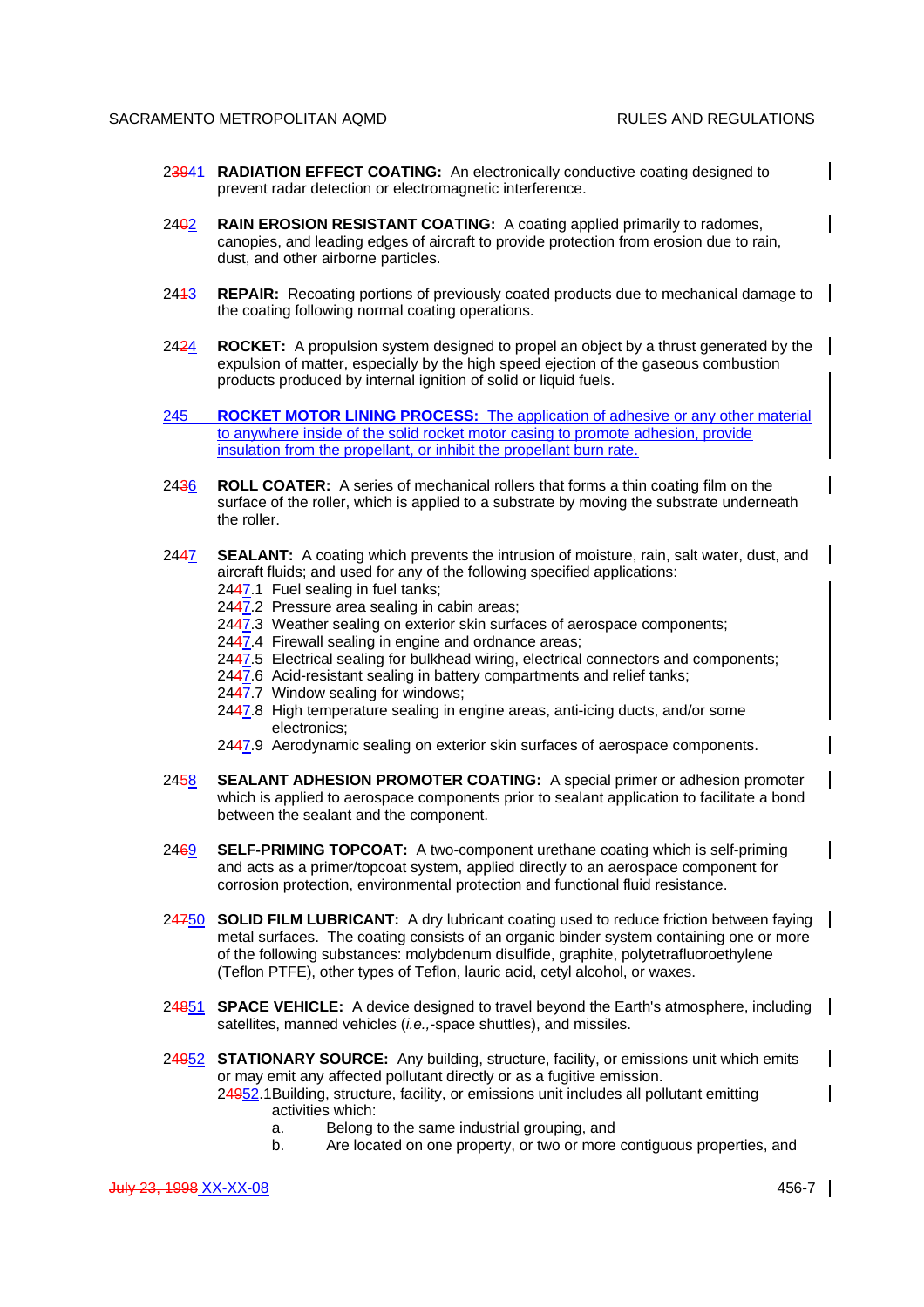2~~39~~41 **RADIATION EFFECT COATING:** An electronically conductive coating designed to prevent radar detection or electromagnetic interference.

24~~0~~2 **RAIN EROSION RESISTANT COATING:** A coating applied primarily to radomes, canopies, and leading edges of aircraft to provide protection from erosion due to rain, dust, and other airborne particles.

24~~1~~3 **REPAIR:** Recoating portions of previously coated products due to mechanical damage to the coating following normal coating operations.

24~~2~~4 **ROCKET:** A propulsion system designed to propel an object by a thrust generated by the expulsion of matter, especially by the high speed ejection of the gaseous combustion products produced by internal ignition of solid or liquid fuels.

245 **ROCKET MOTOR LINING PROCESS:** The application of adhesive or any other material to anywhere inside of the solid rocket motor casing to promote adhesion, provide insulation from the propellant, or inhibit the propellant burn rate.

24~~3~~6 **ROLL COATER:** A series of mechanical rollers that forms a thin coating film on the surface of the roller, which is applied to a substrate by moving the substrate underneath the roller.

24~~4~~7 **SEALANT:** A coating which prevents the intrusion of moisture, rain, salt water, dust, and aircraft fluids; and used for any of the following specified applications:
- 24~~4~~7.1 Fuel sealing in fuel tanks;
- 24~~4~~7.2 Pressure area sealing in cabin areas;
- 24~~4~~7.3 Weather sealing on exterior skin surfaces of aerospace components;
- 24~~4~~7.4 Firewall sealing in engine and ordnance areas;
- 24~~4~~7.5 Electrical sealing for bulkhead wiring, electrical connectors and components;
- 24~~4~~7.6 Acid-resistant sealing in battery compartments and relief tanks;
- 24~~4~~7.7 Window sealing for windows;
- 24~~4~~7.8 High temperature sealing in engine areas, anti-icing ducts, and/or some electronics;
- 24~~4~~7.9 Aerodynamic sealing on exterior skin surfaces of aerospace components.

24~~5~~8 **SEALANT ADHESION PROMOTER COATING:** A special primer or adhesion promoter which is applied to aerospace components prior to sealant application to facilitate a bond between the sealant and the component.

24~~6~~9 **SELF-PRIMING TOPCOAT:** A two-component urethane coating which is self-priming and acts as a primer/topcoat system, applied directly to an aerospace component for corrosion protection, environmental protection and functional fluid resistance.

2~~47~~50 **SOLID FILM LUBRICANT:** A dry lubricant coating used to reduce friction between faying metal surfaces. The coating consists of an organic binder system containing one or more of the following substances: molybdenum disulfide, graphite, polytetrafluoroethylene (Teflon PTFE), other types of Teflon, lauric acid, cetyl alcohol, or waxes.

2~~48~~51 **SPACE VEHICLE:** A device designed to travel beyond the Earth's atmosphere, including satellites, manned vehicles (*i.e.,*-space shuttles), and missiles.

2~~49~~52 **STATIONARY SOURCE:** Any building, structure, facility, or emissions unit which emits or may emit any affected pollutant directly or as a fugitive emission.

2~~49~~52.1 Building, structure, facility, or emissions unit includes all pollutant emitting activities which:

a. Belong to the same industrial grouping, and

b. Are located on one property, or two or more contiguous properties, and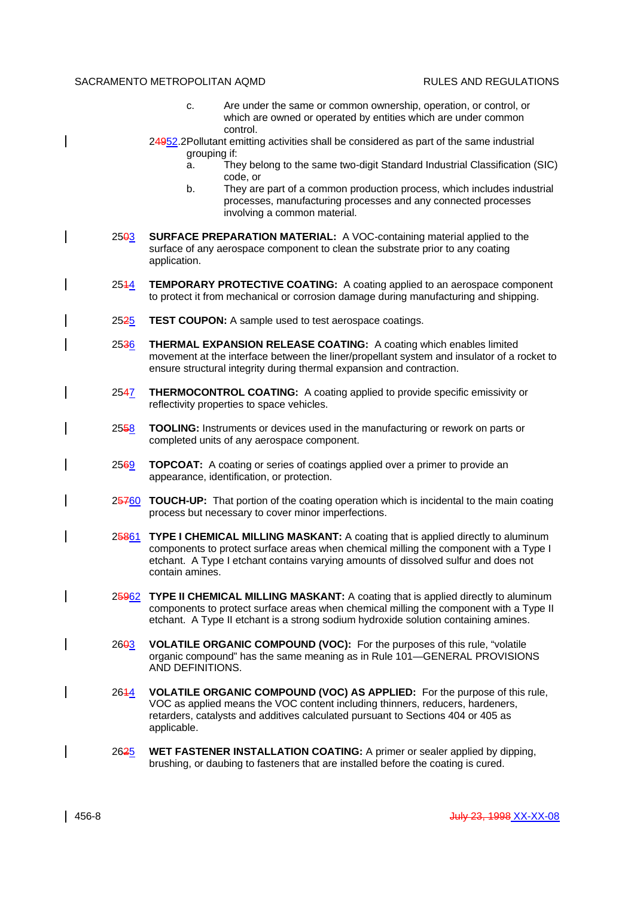c. Are under the same or common ownership, operation, or control, or which are owned or operated by entities which are under common control.

2~~49~~52.2 Pollutant emitting activities shall be considered as part of the same industrial grouping if:

a. They belong to the same two-digit Standard Industrial Classification (SIC) code, or

b. They are part of a common production process, which includes industrial processes, manufacturing processes and any connected processes involving a common material.

25~~0~~3 **SURFACE PREPARATION MATERIAL:** A VOC-containing material applied to the surface of any aerospace component to clean the substrate prior to any coating application.

25~~1~~4 **TEMPORARY PROTECTIVE COATING:** A coating applied to an aerospace component to protect it from mechanical or corrosion damage during manufacturing and shipping.

25~~2~~5 **TEST COUPON:** A sample used to test aerospace coatings.

25~~3~~6 **THERMAL EXPANSION RELEASE COATING:** A coating which enables limited movement at the interface between the liner/propellant system and insulator of a rocket to ensure structural integrity during thermal expansion and contraction.

25~~4~~7 **THERMOCONTROL COATING:** A coating applied to provide specific emissivity or reflectivity properties to space vehicles.

25~~5~~8 **TOOLING:** Instruments or devices used in the manufacturing or rework on parts or completed units of any aerospace component.

25~~6~~9 **TOPCOAT:** A coating or series of coatings applied over a primer to provide an appearance, identification, or protection.

2~~57~~60 **TOUCH-UP:** That portion of the coating operation which is incidental to the main coating process but necessary to cover minor imperfections.

2~~58~~61 **TYPE I CHEMICAL MILLING MASKANT:** A coating that is applied directly to aluminum components to protect surface areas when chemical milling the component with a Type I etchant. A Type I etchant contains varying amounts of dissolved sulfur and does not contain amines.

2~~59~~62 **TYPE II CHEMICAL MILLING MASKANT:** A coating that is applied directly to aluminum components to protect surface areas when chemical milling the component with a Type II etchant. A Type II etchant is a strong sodium hydroxide solution containing amines.

26~~0~~3 **VOLATILE ORGANIC COMPOUND (VOC):** For the purposes of this rule, "volatile organic compound" has the same meaning as in Rule 101—GENERAL PROVISIONS AND DEFINITIONS.

26~~1~~4 **VOLATILE ORGANIC COMPOUND (VOC) AS APPLIED:** For the purpose of this rule, VOC as applied means the VOC content including thinners, reducers, hardeners, retarders, catalysts and additives calculated pursuant to Sections 404 or 405 as applicable.

26~~2~~5 **WET FASTENER INSTALLATION COATING:** A primer or sealer applied by dipping, brushing, or daubing to fasteners that are installed before the coating is cured.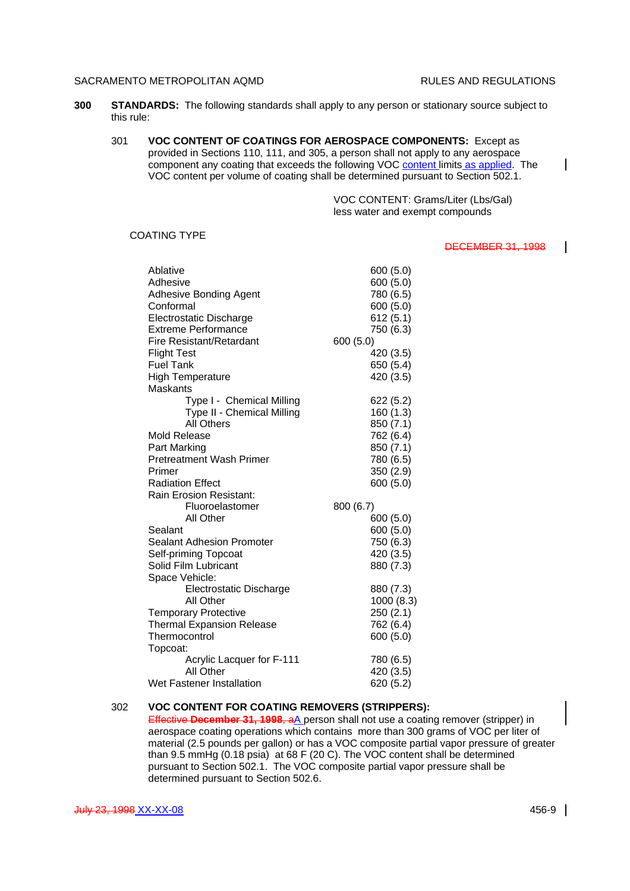**300 STANDARDS:** The following standards shall apply to any person or stationary source subject to this rule:

301 **VOC CONTENT OF COATINGS FOR AEROSPACE COMPONENTS:** Except as provided in Sections 110, 111, and 305, a person shall not apply to any aerospace component any coating that exceeds the following VOC content limits as applied. The VOC content per volume of coating shall be determined pursuant to Section 502.1.

| COATING TYPE | VOC CONTENT: Grams/Liter (Lbs/Gal) less water and exempt compounds ~~DECEMBER 31, 1998~~ |
|---|---|
| Ablative | 600 (5.0) |
| Adhesive | 600 (5.0) |
| Adhesive Bonding Agent | 780 (6.5) |
| Conformal | 600 (5.0) |
| Electrostatic Discharge | 612 (5.1) |
| Extreme Performance | 750 (6.3) |
| Fire Resistant/Retardant | 600 (5.0) |
| Flight Test | 420 (3.5) |
| Fuel Tank | 650 (5.4) |
| High Temperature | 420 (3.5) |
| Maskants | |
| Type I - Chemical Milling | 622 (5.2) |
| Type II - Chemical Milling | 160 (1.3) |
| All Others | 850 (7.1) |
| Mold Release | 762 (6.4) |
| Part Marking | 850 (7.1) |
| Pretreatment Wash Primer | 780 (6.5) |
| Primer | 350 (2.9) |
| Radiation Effect | 600 (5.0) |
| Rain Erosion Resistant: | |
| Fluoroelastomer | 800 (6.7) |
| All Other | 600 (5.0) |
| Sealant | 600 (5.0) |
| Sealant Adhesion Promoter | 750 (6.3) |
| Self-priming Topcoat | 420 (3.5) |
| Solid Film Lubricant | 880 (7.3) |
| Space Vehicle: | |
| Electrostatic Discharge | 880 (7.3) |
| All Other | 1000 (8.3) |
| Temporary Protective | 250 (2.1) |
| Thermal Expansion Release | 762 (6.4) |
| Thermocontrol | 600 (5.0) |
| Topcoat: | |
| Acrylic Lacquer for F-111 | 780 (6.5) |
| All Other | 420 (3.5) |
| Wet Fastener Installation | 620 (5.2) |

302 **VOC CONTENT FOR COATING REMOVERS (STRIPPERS):**
~~Effective **December 31, 1998**, a~~A person shall not use a coating remover (stripper) in aerospace coating operations which contains more than 300 grams of VOC per liter of material (2.5 pounds per gallon) or has a VOC composite partial vapor pressure of greater than 9.5 mmHg (0.18 psia) at 68 F (20 C). The VOC content shall be determined pursuant to Section 502.1. The VOC composite partial vapor pressure shall be determined pursuant to Section 502.6.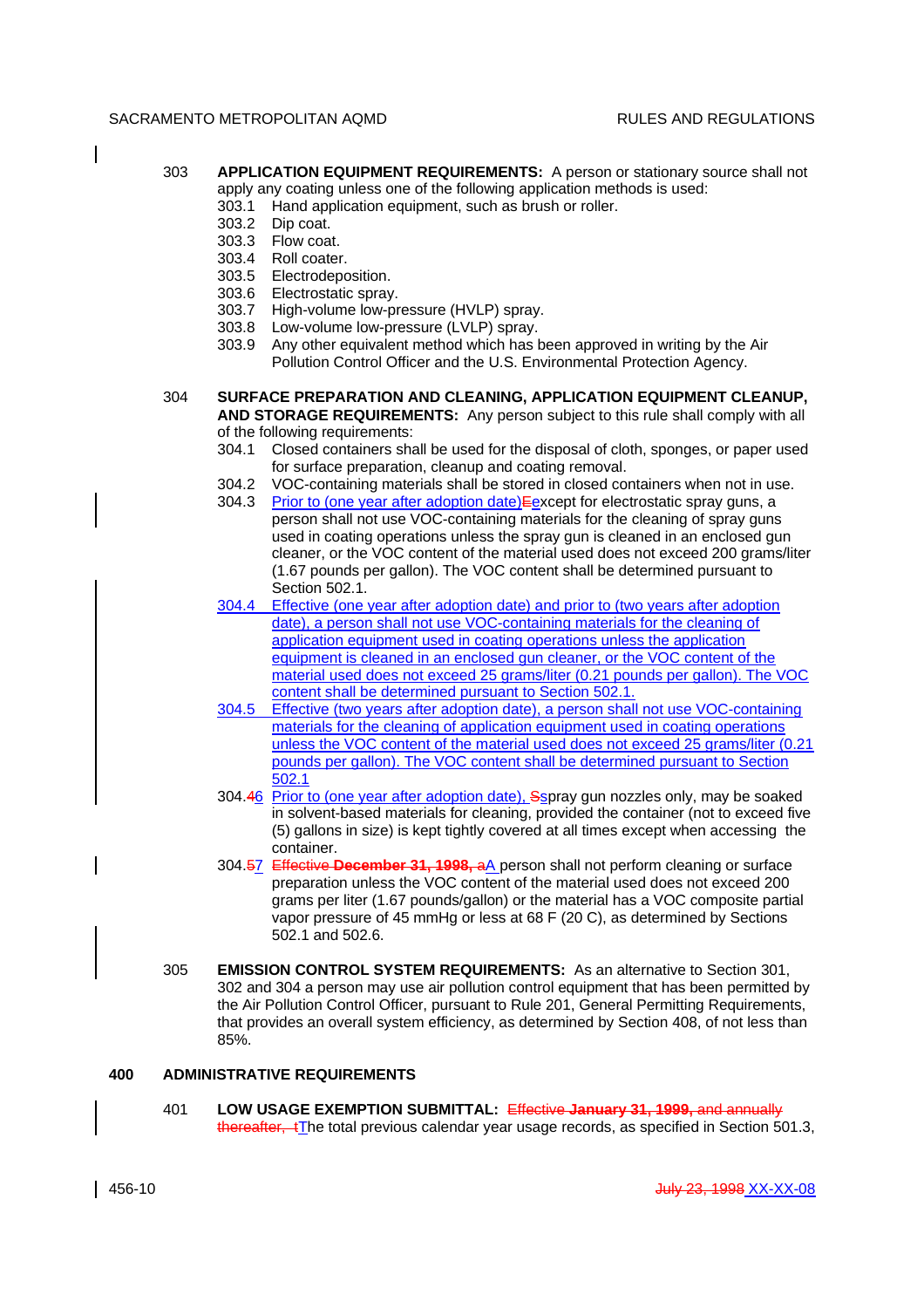303 **APPLICATION EQUIPMENT REQUIREMENTS:** A person or stationary source shall not apply any coating unless one of the following application methods is used:

303.1 Hand application equipment, such as brush or roller.
303.2 Dip coat.
303.3 Flow coat.
303.4 Roll coater.
303.5 Electrodeposition.
303.6 Electrostatic spray.
303.7 High-volume low-pressure (HVLP) spray.
303.8 Low-volume low-pressure (LVLP) spray.
303.9 Any other equivalent method which has been approved in writing by the Air Pollution Control Officer and the U.S. Environmental Protection Agency.

304 **SURFACE PREPARATION AND CLEANING, APPLICATION EQUIPMENT CLEANUP, AND STORAGE REQUIREMENTS:** Any person subject to this rule shall comply with all of the following requirements:

304.1 Closed containers shall be used for the disposal of cloth, sponges, or paper used for surface preparation, cleanup and coating removal.

304.2 VOC-containing materials shall be stored in closed containers when not in use.

304.3 Prior to (one year after adoption date)Eexcept for electrostatic spray guns, a person shall not use VOC-containing materials for the cleaning of spray guns used in coating operations unless the spray gun is cleaned in an enclosed gun cleaner, or the VOC content of the material used does not exceed 200 grams/liter (1.67 pounds per gallon). The VOC content shall be determined pursuant to Section 502.1.

304.4 Effective (one year after adoption date) and prior to (two years after adoption date), a person shall not use VOC-containing materials for the cleaning of application equipment used in coating operations unless the application equipment is cleaned in an enclosed gun cleaner, or the VOC content of the material used does not exceed 25 grams/liter (0.21 pounds per gallon). The VOC content shall be determined pursuant to Section 502.1.

304.5 Effective (two years after adoption date), a person shall not use VOC-containing materials for the cleaning of application equipment used in coating operations unless the VOC content of the material used does not exceed 25 grams/liter (0.21 pounds per gallon). The VOC content shall be determined pursuant to Section 502.1

304.46 Prior to (one year after adoption date), Sspray gun nozzles only, may be soaked in solvent-based materials for cleaning, provided the container (not to exceed five (5) gallons in size) is kept tightly covered at all times except when accessing the container.

304.57 Effective **December 31, 1998,** aA person shall not perform cleaning or surface preparation unless the VOC content of the material used does not exceed 200 grams per liter (1.67 pounds/gallon) or the material has a VOC composite partial vapor pressure of 45 mmHg or less at 68 F (20 C), as determined by Sections 502.1 and 502.6.

305 **EMISSION CONTROL SYSTEM REQUIREMENTS:** As an alternative to Section 301, 302 and 304 a person may use air pollution control equipment that has been permitted by the Air Pollution Control Officer, pursuant to Rule 201, General Permitting Requirements, that provides an overall system efficiency, as determined by Section 408, of not less than 85%.

## 400 ADMINISTRATIVE REQUIREMENTS

401 **LOW USAGE EXEMPTION SUBMITTAL:** Effective **January 31, 1999,** and annually thereafter, tThe total previous calendar year usage records, as specified in Section 501.3,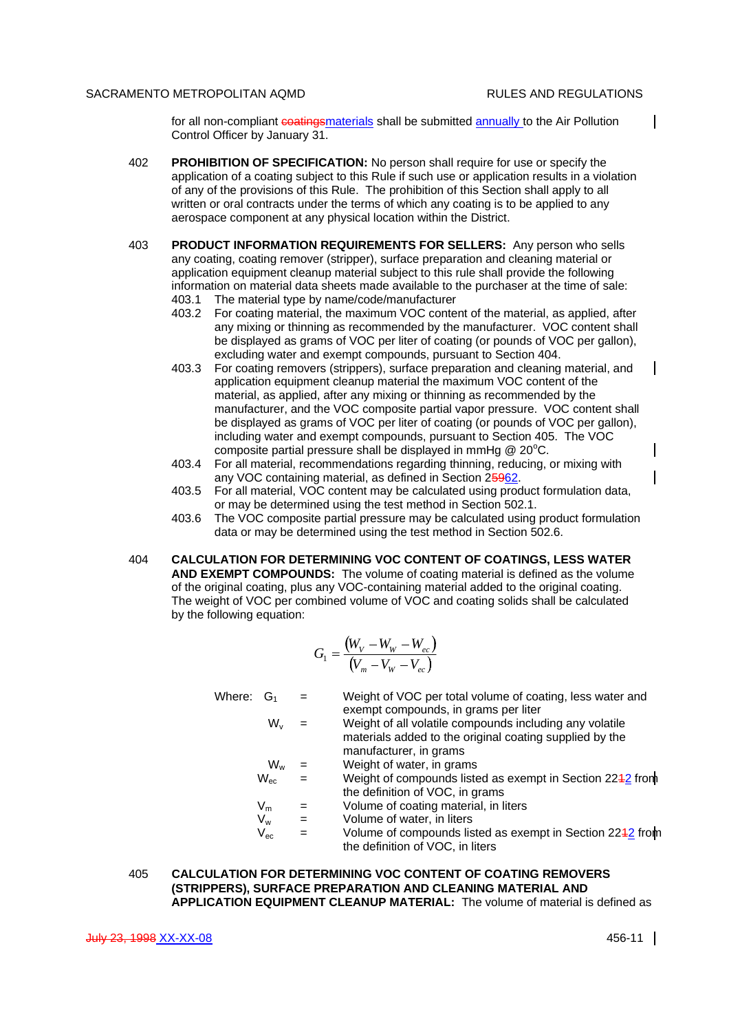for all non-compliant ~~coatings~~materials shall be submitted annually to the Air Pollution Control Officer by January 31.

402 **PROHIBITION OF SPECIFICATION:** No person shall require for use or specify the application of a coating subject to this Rule if such use or application results in a violation of any of the provisions of this Rule. The prohibition of this Section shall apply to all written or oral contracts under the terms of which any coating is to be applied to any aerospace component at any physical location within the District.

403 **PRODUCT INFORMATION REQUIREMENTS FOR SELLERS:** Any person who sells any coating, coating remover (stripper), surface preparation and cleaning material or application equipment cleanup material subject to this rule shall provide the following information on material data sheets made available to the purchaser at the time of sale:

403.1 The material type by name/code/manufacturer

403.2 For coating material, the maximum VOC content of the material, as applied, after any mixing or thinning as recommended by the manufacturer. VOC content shall be displayed as grams of VOC per liter of coating (or pounds of VOC per gallon), excluding water and exempt compounds, pursuant to Section 404.

403.3 For coating removers (strippers), surface preparation and cleaning material, and application equipment cleanup material the maximum VOC content of the material, as applied, after any mixing or thinning as recommended by the manufacturer, and the VOC composite partial vapor pressure. VOC content shall be displayed as grams of VOC per liter of coating (or pounds of VOC per gallon), including water and exempt compounds, pursuant to Section 405. The VOC composite partial pressure shall be displayed in mmHg @ 20°C.

403.4 For all material, recommendations regarding thinning, reducing, or mixing with any VOC containing material, as defined in Section 2~~59~~62.

403.5 For all material, VOC content may be calculated using product formulation data, or may be determined using the test method in Section 502.1.

403.6 The VOC composite partial pressure may be calculated using product formulation data or may be determined using the test method in Section 502.6.

404 **CALCULATION FOR DETERMINING VOC CONTENT OF COATINGS, LESS WATER AND EXEMPT COMPOUNDS:** The volume of coating material is defined as the volume of the original coating, plus any VOC-containing material added to the original coating. The weight of VOC per combined volume of VOC and coating solids shall be calculated by the following equation:

$$G_1 = \frac{(W_V - W_W - W_{ec})}{(V_m - V_W - V_{ec})}$$

Where:

| | | |
|---|---|---|
| $G_1$ | = | Weight of VOC per total volume of coating, less water and exempt compounds, in grams per liter |
| $W_v$ | = | Weight of all volatile compounds including any volatile materials added to the original coating supplied by the manufacturer, in grams |
| $W_w$ | = | Weight of water, in grams |
| $W_{ec}$ | = | Weight of compounds listed as exempt in Section 22~~1~~2 from the definition of VOC, in grams |
| $V_m$ | = | Volume of coating material, in liters |
| $V_w$ | = | Volume of water, in liters |
| $V_{ec}$ | = | Volume of compounds listed as exempt in Section 22~~1~~2 from the definition of VOC, in liters |

405 **CALCULATION FOR DETERMINING VOC CONTENT OF COATING REMOVERS (STRIPPERS), SURFACE PREPARATION AND CLEANING MATERIAL AND APPLICATION EQUIPMENT CLEANUP MATERIAL:** The volume of material is defined as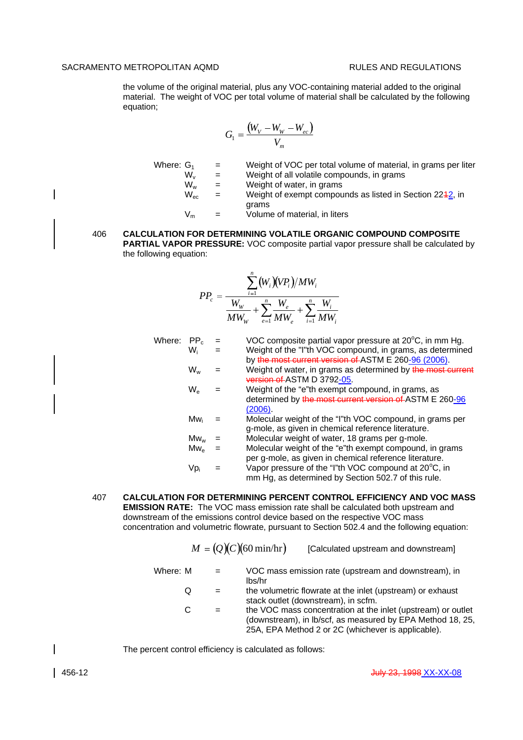the volume of the original material, plus any VOC-containing material added to the original material. The weight of VOC per total volume of material shall be calculated by the following equation;

$$G_1 = \frac{(W_V - W_W - W_{ec})}{V_m}$$

Where:

| | | |
|---|---|---|
| $G_1$ | = | Weight of VOC per total volume of material, in grams per liter |
| $W_v$ | = | Weight of all volatile compounds, in grams |
| $W_w$ | = | Weight of water, in grams |
| $W_{ec}$ | = | Weight of exempt compounds as listed in Section 22~~1~~2, in grams |
| $V_m$ | = | Volume of material, in liters |

**406 CALCULATION FOR DETERMINING VOLATILE ORGANIC COMPOUND COMPOSITE PARTIAL VAPOR PRESSURE:** VOC composite partial vapor pressure shall be calculated by the following equation:

$$PP_c = \frac{\sum_{i=1}^{n} (W_i)(VP_i)/MW_i}{\frac{W_W}{MW_W} + \sum_{e=1}^{n} \frac{W_e}{MW_e} + \sum_{i=1}^{n} \frac{W_i}{MW_i}}$$

Where:

| | | |
|---|---|---|
| $PP_c$ | = | VOC composite partial vapor pressure at 20°C, in mm Hg. |
| $W_i$ | = | Weight of the "I"th VOC compound, in grams, as determined by ~~the most current version of~~ ASTM E 260-96 (2006). |
| $W_w$ | = | Weight of water, in grams as determined by ~~the most current version of~~ ASTM D 3792-05. |
| $W_e$ | = | Weight of the "e"th exempt compound, in grams, as determined by ~~the most current version of~~ ASTM E 260-96 (2006). |
| $Mw_i$ | = | Molecular weight of the "I"th VOC compound, in grams per g-mole, as given in chemical reference literature. |
| $Mw_w$ | = | Molecular weight of water, 18 grams per g-mole. |
| $Mw_e$ | = | Molecular weight of the "e"th exempt compound, in grams per g-mole, as given in chemical reference literature. |
| $Vp_i$ | = | Vapor pressure of the "I"th VOC compound at 20°C, in mm Hg, as determined by Section 502.7 of this rule. |

**407 CALCULATION FOR DETERMINING PERCENT CONTROL EFFICIENCY AND VOC MASS EMISSION RATE:** The VOC mass emission rate shall be calculated both upstream and downstream of the emissions control device based on the respective VOC mass concentration and volumetric flowrate, pursuant to Section 502.4 and the following equation:

$$M = (Q)(C)(60\ \text{min/hr}) \qquad \text{[Calculated upstream and downstream]}$$

Where:

| | | |
|---|---|---|
| M | = | VOC mass emission rate (upstream and downstream), in lbs/hr |
| Q | = | the volumetric flowrate at the inlet (upstream) or exhaust stack outlet (downstream), in scfm. |
| C | = | the VOC mass concentration at the inlet (upstream) or outlet (downstream), in lb/scf, as measured by EPA Method 18, 25, 25A, EPA Method 2 or 2C (whichever is applicable). |

The percent control efficiency is calculated as follows: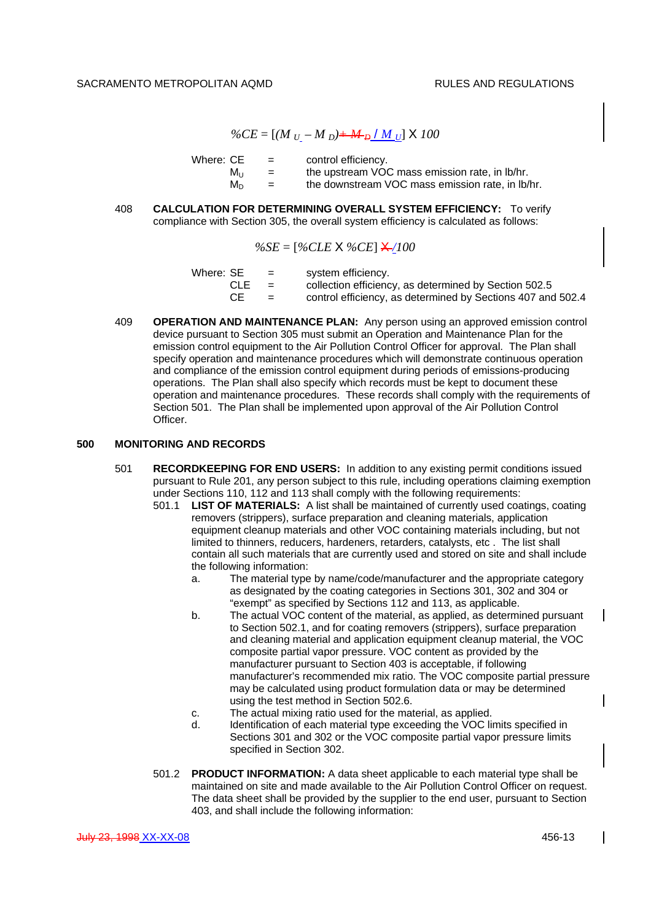$$\%CE = [(M_U - M_D) \div M_D / M_U] \times 100$$

Where: CE = control efficiency.
$M_U$ = the upstream VOC mass emission rate, in lb/hr.
$M_D$ = the downstream VOC mass emission rate, in lb/hr.

408 **CALCULATION FOR DETERMINING OVERALL SYSTEM EFFICIENCY:** To verify compliance with Section 305, the overall system efficiency is calculated as follows:

$$\%SE = [\%CLE \times \%CE] \times /100$$

Where: SE = system efficiency.
CLE = collection efficiency, as determined by Section 502.5
CE = control efficiency, as determined by Sections 407 and 502.4

409 **OPERATION AND MAINTENANCE PLAN:** Any person using an approved emission control device pursuant to Section 305 must submit an Operation and Maintenance Plan for the emission control equipment to the Air Pollution Control Officer for approval. The Plan shall specify operation and maintenance procedures which will demonstrate continuous operation and compliance of the emission control equipment during periods of emissions-producing operations. The Plan shall also specify which records must be kept to document these operation and maintenance procedures. These records shall comply with the requirements of Section 501. The Plan shall be implemented upon approval of the Air Pollution Control Officer.

## 500 MONITORING AND RECORDS

501 **RECORDKEEPING FOR END USERS:** In addition to any existing permit conditions issued pursuant to Rule 201, any person subject to this rule, including operations claiming exemption under Sections 110, 112 and 113 shall comply with the following requirements:

501.1 **LIST OF MATERIALS:** A list shall be maintained of currently used coatings, coating removers (strippers), surface preparation and cleaning materials, application equipment cleanup materials and other VOC containing materials including, but not limited to thinners, reducers, hardeners, retarders, catalysts, etc . The list shall contain all such materials that are currently used and stored on site and shall include the following information:

a. The material type by name/code/manufacturer and the appropriate category as designated by the coating categories in Sections 301, 302 and 304 or "exempt" as specified by Sections 112 and 113, as applicable.

b. The actual VOC content of the material, as applied, as determined pursuant to Section 502.1, and for coating removers (strippers), surface preparation and cleaning material and application equipment cleanup material, the VOC composite partial vapor pressure. VOC content as provided by the manufacturer pursuant to Section 403 is acceptable, if following manufacturer's recommended mix ratio. The VOC composite partial pressure may be calculated using product formulation data or may be determined using the test method in Section 502.6.

c. The actual mixing ratio used for the material, as applied.

d. Identification of each material type exceeding the VOC limits specified in Sections 301 and 302 or the VOC composite partial vapor pressure limits specified in Section 302.

501.2 **PRODUCT INFORMATION:** A data sheet applicable to each material type shall be maintained on site and made available to the Air Pollution Control Officer on request. The data sheet shall be provided by the supplier to the end user, pursuant to Section 403, and shall include the following information: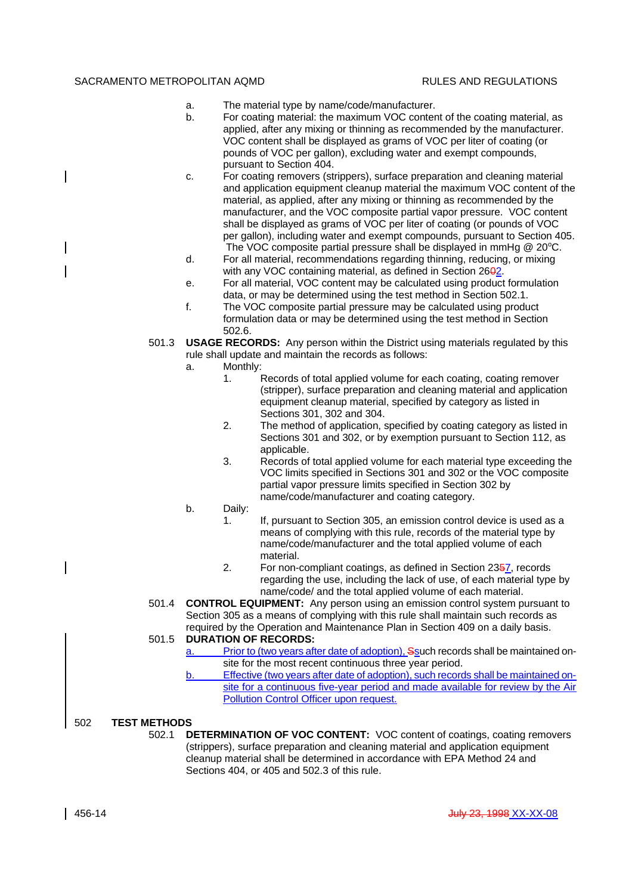a. The material type by name/code/manufacturer.

b. For coating material: the maximum VOC content of the coating material, as applied, after any mixing or thinning as recommended by the manufacturer. VOC content shall be displayed as grams of VOC per liter of coating (or pounds of VOC per gallon), excluding water and exempt compounds, pursuant to Section 404.

c. For coating removers (strippers), surface preparation and cleaning material and application equipment cleanup material the maximum VOC content of the material, as applied, after any mixing or thinning as recommended by the manufacturer, and the VOC composite partial vapor pressure. VOC content shall be displayed as grams of VOC per liter of coating (or pounds of VOC per gallon), including water and exempt compounds, pursuant to Section 405. The VOC composite partial pressure shall be displayed in mmHg @ 20°C.

d. For all material, recommendations regarding thinning, reducing, or mixing with any VOC containing material, as defined in Section 2~~6~~02.

e. For all material, VOC content may be calculated using product formulation data, or may be determined using the test method in Section 502.1.

f. The VOC composite partial pressure may be calculated using product formulation data or may be determined using the test method in Section 502.6.

501.3 **USAGE RECORDS:** Any person within the District using materials regulated by this rule shall update and maintain the records as follows:

a. Monthly:

1. Records of total applied volume for each coating, coating remover (stripper), surface preparation and cleaning material and application equipment cleanup material, specified by category as listed in Sections 301, 302 and 304.
2. The method of application, specified by coating category as listed in Sections 301 and 302, or by exemption pursuant to Section 112, as applicable.
3. Records of total applied volume for each material type exceeding the VOC limits specified in Sections 301 and 302 or the VOC composite partial vapor pressure limits specified in Section 302 by name/code/manufacturer and coating category.

b. Daily:

1. If, pursuant to Section 305, an emission control device is used as a means of complying with this rule, records of the material type by name/code/manufacturer and the total applied volume of each material.
2. For non-compliant coatings, as defined in Section 23~~5~~7, records regarding the use, including the lack of use, of each material type by name/code/ and the total applied volume of each material.

501.4 **CONTROL EQUIPMENT:** Any person using an emission control system pursuant to Section 305 as a means of complying with this rule shall maintain such records as required by the Operation and Maintenance Plan in Section 409 on a daily basis.

501.5 **DURATION OF RECORDS:**

a. Prior to (two years after date of adoption), ~~S~~such records shall be maintained on-site for the most recent continuous three year period.

b. Effective (two years after date of adoption), such records shall be maintained on-site for a continuous five-year period and made available for review by the Air Pollution Control Officer upon request.

## 502 TEST METHODS

502.1 **DETERMINATION OF VOC CONTENT:** VOC content of coatings, coating removers (strippers), surface preparation and cleaning material and application equipment cleanup material shall be determined in accordance with EPA Method 24 and Sections 404, or 405 and 502.3 of this rule.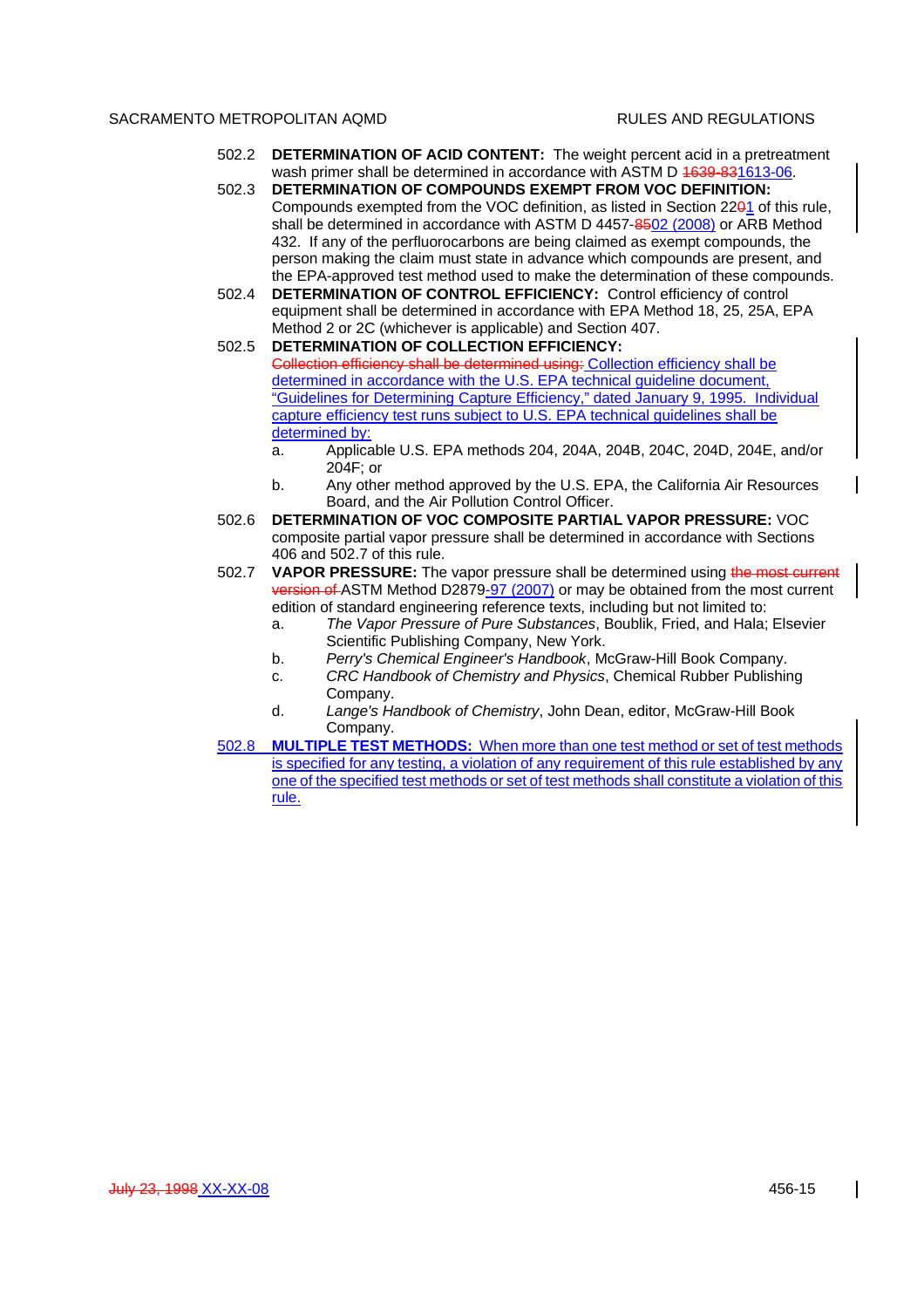502.2 **DETERMINATION OF ACID CONTENT:** The weight percent acid in a pretreatment wash primer shall be determined in accordance with ASTM D ~~1639-83~~1613-06.

502.3 **DETERMINATION OF COMPOUNDS EXEMPT FROM VOC DEFINITION:** Compounds exempted from the VOC definition, as listed in Section 22~~0~~1 of this rule, shall be determined in accordance with ASTM D 4457-~~85~~02 (2008) or ARB Method 432. If any of the perfluorocarbons are being claimed as exempt compounds, the person making the claim must state in advance which compounds are present, and the EPA-approved test method used to make the determination of these compounds.

502.4 **DETERMINATION OF CONTROL EFFICIENCY:** Control efficiency of control equipment shall be determined in accordance with EPA Method 18, 25, 25A, EPA Method 2 or 2C (whichever is applicable) and Section 407.

502.5 **DETERMINATION OF COLLECTION EFFICIENCY:** ~~Collection efficiency shall be determined using:~~ Collection efficiency shall be determined in accordance with the U.S. EPA technical guideline document, "Guidelines for Determining Capture Efficiency," dated January 9, 1995. Individual capture efficiency test runs subject to U.S. EPA technical guidelines shall be determined by:

a. Applicable U.S. EPA methods 204, 204A, 204B, 204C, 204D, 204E, and/or 204F; or

b. Any other method approved by the U.S. EPA, the California Air Resources Board, and the Air Pollution Control Officer.

502.6 **DETERMINATION OF VOC COMPOSITE PARTIAL VAPOR PRESSURE:** VOC composite partial vapor pressure shall be determined in accordance with Sections 406 and 502.7 of this rule.

502.7 **VAPOR PRESSURE:** The vapor pressure shall be determined using ~~the most current version of~~ ASTM Method D2879-97 (2007) or may be obtained from the most current edition of standard engineering reference texts, including but not limited to:

a. *The Vapor Pressure of Pure Substances*, Boublik, Fried, and Hala; Elsevier Scientific Publishing Company, New York.

b. *Perry's Chemical Engineer's Handbook*, McGraw-Hill Book Company.

c. *CRC Handbook of Chemistry and Physics*, Chemical Rubber Publishing Company.

d. *Lange's Handbook of Chemistry*, John Dean, editor, McGraw-Hill Book Company.

502.8 **MULTIPLE TEST METHODS:** When more than one test method or set of test methods is specified for any testing, a violation of any requirement of this rule established by any one of the specified test methods or set of test methods shall constitute a violation of this rule.